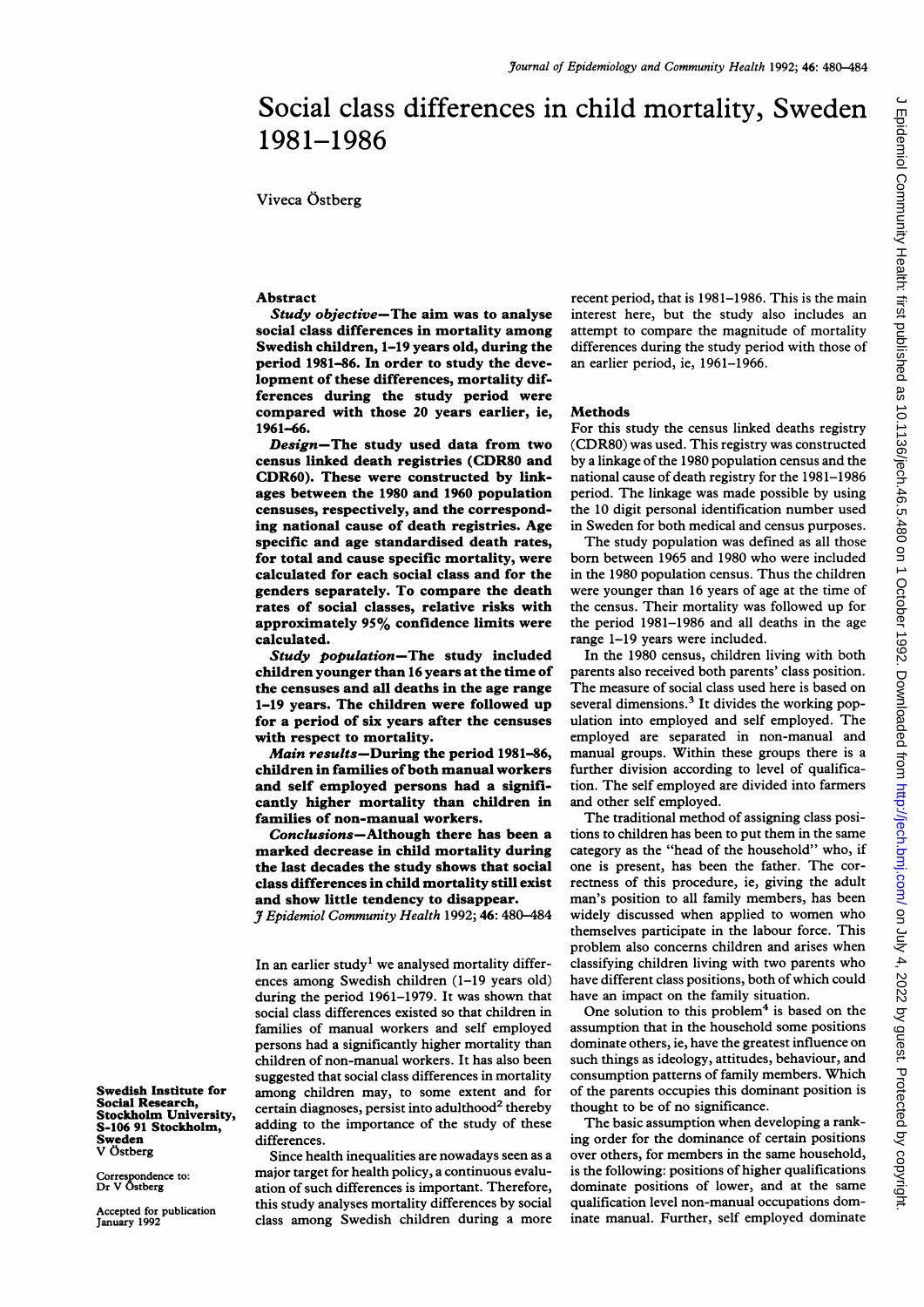# Social class differences in child mortality, Sweden 1981–1986

Viveca Östberg

## Abstract

***Study objective*—The aim was to analyse social class differences in mortality among Swedish children, 1–19 years old, during the period 1981–86. In order to study the development of these differences, mortality differences during the study period were compared with those 20 years earlier, ie, 1961–66.**

***Design*—The study used data from two census linked death registries (CDR80 and CDR60). These were constructed by linkages between the 1980 and 1960 population censuses, respectively, and the corresponding national cause of death registries. Age specific and age standardised death rates, for total and cause specific mortality, were calculated for each social class and for the genders separately. To compare the death rates of social classes, relative risks with approximately 95% confidence limits were calculated.**

***Study population*—The study included children younger than 16 years at the time of the censuses and all deaths in the age range 1–19 years. The children were followed up for a period of six years after the censuses with respect to mortality.**

***Main results*—During the period 1981–86, children in families of both manual workers and self employed persons had a significantly higher mortality than children in families of non-manual workers.**

***Conclusions*—Although there has been a marked decrease in child mortality during the last decades the study shows that social class differences in child mortality still exist and show little tendency to disappear.**

*J Epidemiol Community Health* 1992; **46**: 480–484

In an earlier study[1] we analysed mortality differences among Swedish children (1–19 years old) during the period 1961–1979. It was shown that social class differences existed so that children in families of manual workers and self employed persons had a significantly higher mortality than children of non-manual workers. It has also been suggested that social class differences in mortality among children may, to some extent and for certain diagnoses, persist into adulthood[2] thereby adding to the importance of these differences.

Since health inequalities are nowadays seen as a major target for health policy, a continuous evaluation of such differences is important. Therefore, this study analyses mortality differences by social class among Swedish children during a more recent period, that is 1981–1986. This is the main interest here, but the study also includes an attempt to compare the magnitude of mortality differences during the study period with those of an earlier period, ie, 1961–1966.

**Swedish Institute for Social Research, Stockholm University, S-106 91 Stockholm, Sweden**
V Östberg

Correspondence to: Dr V Östberg

Accepted for publication January 1992

## Methods

For this study the census linked deaths registry (CDR80) was used. This registry was constructed by a linkage of the 1980 population census and the national cause of death registry for the 1981–1986 period. The linkage was made possible by using the 10 digit personal identification number used in Sweden for both medical and census purposes.

The study population was defined as all those born between 1965 and 1980 who were included in the 1980 population census. Thus the children were younger than 16 years of age at the time of the census. Their mortality was followed up for the period 1981–1986 and all deaths in the age range 1–19 years were included.

In the 1980 census, children living with both parents also received both parents' class position. The measure of social class used here is based on several dimensions.[3] It divides the working population into employed and self employed. The employed are separated in non-manual and manual groups. Within these groups there is a further division according to level of qualification. The self employed are divided into farmers and other self employed.

The traditional method of assigning class positions to children has been to put them in the same category as the "head of the household" who, if one is present, has been the father. The correctness of this procedure, ie, giving the adult man's position to all family members, has been widely discussed when applied to women who themselves participate in the labour force. This problem also concerns children and arises when classifying children living with two parents who have different class positions, both of which could have an impact on the family situation.

One solution to this problem[4] is based on the assumption that in the household some positions dominate others, ie, have the greatest influence on such things as ideology, attitudes, behaviour, and consumption patterns of family members. Which of the parents occupies this dominant position is thought to be of no significance.

The basic assumption when developing a ranking order for the dominance of certain positions over others, for members in the same household, is the following: positions of higher qualifications dominate positions of lower, and at the same qualification level non-manual occupations dominate manual. Further, self employed dominate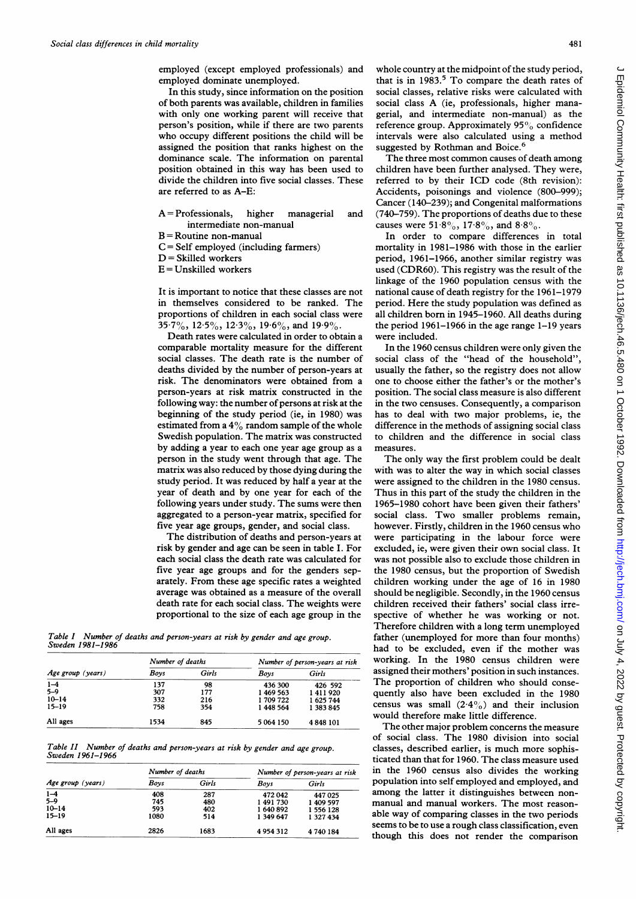employed (except employed professionals) and employed dominate unemployed.

In this study, since information on the position of both parents was available, children in families with only one working parent will receive that person's position, while if there are two parents who occupy different positions the child will be assigned the position that ranks highest on the dominance scale. The information on parental position obtained in this way has been used to divide the children into five social classes. These are referred to as A–E:

A = Professionals, higher managerial and intermediate non-manual
B = Routine non-manual
C = Self employed (including farmers)
D = Skilled workers
E = Unskilled workers

It is important to notice that these classes are not in themselves considered to be ranked. The proportions of children in each social class were 35·7%, 12·5%, 12·3%, 19·6%, and 19·9%.

Death rates were calculated in order to obtain a comparable mortality measure for the different social classes. The death rate is the number of deaths divided by the number of person-years at risk. The denominators were obtained from a person-years at risk matrix constructed in the following way: the number of persons at risk at the beginning of the study period (ie, in 1980) was estimated from a 4% random sample of the whole Swedish population. The matrix was constructed by adding a year to each one year age group as a person in the study went through that age. The matrix was also reduced by those dying during the study period. It was reduced by half a year at the year of death and by one year for each of the following years under study. The sums were then aggregated to a person-year matrix, specified for five year age groups, gender, and social class.

The distribution of deaths and person-years at risk by gender and age can be seen in table I. For each social class the death rate was calculated for five year age groups and for the genders separately. From these age specific rates a weighted average was obtained as a measure of the overall death rate for each social class. The weights were proportional to the size of each age group in the whole country at the midpoint of the study period, that is in 1983.[5] To compare the death rates of social classes, relative risks were calculated with social class A (ie, professionals, higher managerial, and intermediate non-manual) as the reference group. Approximately 95% confidence intervals were also calculated using a method suggested by Rothman and Boice.[6]

The three most common causes of death among children have been further analysed. They were, referred to by their ICD code (8th revision): Accidents, poisonings and violence (800–999); Cancer (140–239); and Congenital malformations (740–759). The proportions of deaths due to these causes were 51·8%, 17·8%, and 8·8%.

In order to compare differences in total mortality in 1981–1986 with those in the earlier period, 1961–1966, another similar registry was used (CDR60). This registry was the result of the linkage of the 1960 population census with the national cause of death registry for the 1961–1979 period. Here the study population was defined as all children born in 1945–1960. All deaths during the period 1961–1966 in the age range 1–19 years were included.

In the 1960 census children were only given the social class of the "head of the household", usually the father, so the registry does not allow one to choose either the father's or the mother's position. The social class measure is also different in the two censuses. Consequently, a comparison has to deal with two major problems, ie, the difference in the methods of assigning social class to children and the difference in social class measures.

The only way the first problem could be dealt with was to alter the way in which social classes were assigned to the children in the 1980 census. Thus in this part of the study the children in the 1965–1980 cohort have been given their fathers' social class. Two smaller problems remain, however. Firstly, children in the 1960 census who were participating in the labour force were excluded, ie, were given their own social class. It was not possible also to exclude those children in the 1980 census, but the proportion of Swedish children working under the age of 16 in 1980 should be negligible. Secondly, in the 1960 census children received their fathers' social class irrespective of whether he was working or not. Therefore children with a long term unemployed father (unemployed for more than four months) had to be excluded, even if the mother was working. In the 1980 census children were assigned their mothers' position in such instances. The proportion of children who should consequently also have been excluded in the 1980 census was small (2·4%) and their inclusion would therefore make little difference.

The other major problem concerns the measure of social class. The 1980 division into social classes, described earlier, is much more sophisticated than that for 1960. The class measure used in the 1960 census also divides the working population into self employed and employed, and among the latter it distinguishes between non-manual and manual workers. The most reasonable way of comparing classes in the two periods seems to be to use a rough class classification, even though this does not render the comparison

*Table I Number of deaths and person-years at risk by gender and age group. Sweden 1981–1986*

| Age group (years) | Number of deaths | | Number of person-years at risk | |
|---|---|---|---|---|
| | Boys | Girls | Boys | Girls |
| 1–4 | 137 | 98 | 436 300 | 426 592 |
| 5–9 | 307 | 177 | 1 469 563 | 1 411 920 |
| 10–14 | 332 | 216 | 1 709 722 | 1 625 744 |
| 15–19 | 758 | 354 | 1 448 564 | 1 383 845 |
| All ages | 1534 | 845 | 5 064 150 | 4 848 101 |

*Table II Number of deaths and person-years at risk by gender and age group. Sweden 1961–1966*

| Age group (years) | Number of deaths | | Number of person-years at risk | |
|---|---|---|---|---|
| | Boys | Girls | Boys | Girls |
| 1–4 | 408 | 287 | 472 042 | 447 025 |
| 5–9 | 745 | 480 | 1 491 730 | 1 409 597 |
| 10–14 | 593 | 402 | 1 640 892 | 1 556 128 |
| 15–19 | 1080 | 514 | 1 349 647 | 1 327 434 |
| All ages | 2826 | 1683 | 4 954 312 | 4 740 184 |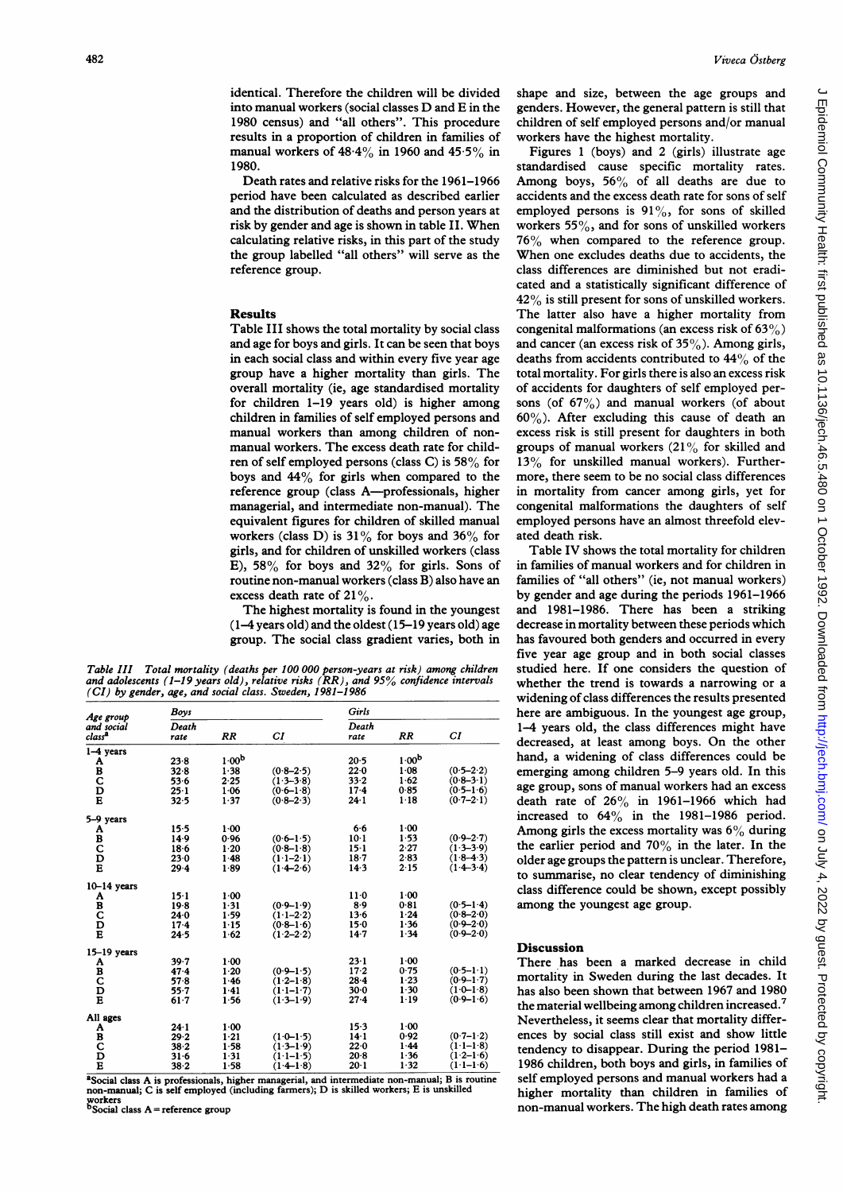identical. Therefore the children will be divided into manual workers (social classes D and E in the 1980 census) and "all others". This procedure results in a proportion of children in families of manual workers of 48·4% in 1960 and 45·5% in 1980.

Death rates and relative risks for the 1961–1966 period have been calculated as described earlier and the distribution of deaths and person years at risk by gender and age is shown in table II. When calculating relative risks, in this part of the study the group labelled "all others" will serve as the reference group.

## Results

Table III shows the total mortality by social class and age for boys and girls. It can be seen that boys in each social class and within every five year age group have a higher mortality than girls. The overall mortality (ie, age standardised mortality for children 1–19 years old) is higher among children in families of self employed persons and manual workers than among children of non-manual workers. The excess death rate for children of self employed persons (class C) is 58% for boys and 44% for girls when compared to the reference group (class A—professionals, higher managerial, and intermediate non-manual). The equivalent figures for children of skilled manual workers (class D) is 31% for boys and 36% for girls, and for children of unskilled workers (class E), 58% for boys and 32% for girls. Sons of routine non-manual workers (class B) also have an excess death rate of 21%.

The highest mortality is found in the youngest (1–4 years old) and the oldest (15–19 years old) age group. The social class gradient varies, both in

*Table III Total mortality (deaths per 100 000 person-years at risk) among children and adolescents (1–19 years old), relative risks (RR), and 95% confidence intervals (CI) by gender, age, and social class. Sweden, 1981–1986*

| Age group and social class[a] | Boys | | | Girls | | |
|---|---|---|---|---|---|---|
| | Death rate | RR | CI | Death rate | RR | CI |
| **1–4 years** | | | | | | |
| A | 23·8 | 1·00[b] | | 20·5 | 1·00[b] | |
| B | 32·8 | 1·38 | (0·8–2·5) | 22·0 | 1·08 | (0·5–2·2) |
| C | 53·6 | 2·25 | (1·3–3·8) | 33·2 | 1·62 | (0·8–3·1) |
| D | 25·1 | 1·06 | (0·6–1·8) | 17·4 | 0·85 | (0·5–1·6) |
| E | 32·5 | 1·37 | (0·8–2·3) | 24·1 | 1·18 | (0·7–2·1) |
| **5–9 years** | | | | | | |
| A | 15·5 | 1·00 | | 6·6 | 1·00 | |
| B | 14·9 | 0·96 | (0·6–1·5) | 10·1 | 1·53 | (0·9–2·7) |
| C | 18·6 | 1·20 | (0·8–1·8) | 15·1 | 2·27 | (1·3–3·9) |
| D | 23·0 | 1·48 | (1·1–2·1) | 18·7 | 2·83 | (1·8–4·3) |
| E | 29·4 | 1·89 | (1·4–2·6) | 14·3 | 2·15 | (1·4–3·4) |
| **10–14 years** | | | | | | |
| A | 15·1 | 1·00 | | 11·0 | 1·00 | |
| B | 19·8 | 1·31 | (0·9–1·9) | 8·9 | 0·81 | (0·5–1·4) |
| C | 24·0 | 1·59 | (1·1–2·2) | 13·6 | 1·24 | (0·8–2·0) |
| D | 17·4 | 1·15 | (0·8–1·6) | 15·0 | 1·36 | (0·9–2·0) |
| E | 24·5 | 1·62 | (1·2–2·2) | 14·7 | 1·34 | (0·9–2·0) |
| **15–19 years** | | | | | | |
| A | 39·7 | 1·00 | | 23·1 | 1·00 | |
| B | 47·4 | 1·20 | (0·9–1·5) | 17·2 | 0·75 | (0·5–1·1) |
| C | 57·8 | 1·46 | (1·2–1·8) | 28·4 | 1·23 | (0·9–1·7) |
| D | 55·7 | 1·41 | (1·1–1·7) | 30·0 | 1·30 | (1·0–1·8) |
| E | 61·7 | 1·56 | (1·3–1·9) | 27·4 | 1·19 | (0·9–1·6) |
| **All ages** | | | | | | |
| A | 24·1 | 1·00 | | 15·3 | 1·00 | |
| B | 29·2 | 1·21 | (1·0–1·5) | 14·1 | 0·92 | (0·7–1·2) |
| C | 38·2 | 1·58 | (1·3–1·9) | 22·0 | 1·44 | (1·1–1·8) |
| D | 31·6 | 1·31 | (1·1–1·5) | 20·8 | 1·36 | (1·2–1·6) |
| E | 38·2 | 1·58 | (1·4–1·8) | 20·1 | 1·32 | (1·1–1·6) |

[a]Social class A is professionals, higher managerial, and intermediate non-manual; B is routine non-manual; C is self employed (including farmers); D is skilled workers; E is unskilled workers
[b]Social class A = reference group

shape and size, between the age groups and genders. However, the general pattern is still that children of self employed persons and/or manual workers have the highest mortality.

Figures 1 (boys) and 2 (girls) illustrate age standardised cause specific mortality rates. Among boys, 56% of all deaths are due to accidents and the excess death rate for sons of self employed persons is 91%, for sons of skilled workers 55%, and for sons of unskilled workers 76% when compared to the reference group. When one excludes deaths due to accidents, the class differences are diminished but not eradicated and a statistically significant difference of 42% is still present for sons of unskilled workers. The latter also have a higher mortality from congenital malformations (an excess risk of 63%) and cancer (an excess risk of 35%). Among girls, deaths from accidents contributed to 44% of the total mortality. For girls there is also an excess risk of accidents for daughters of self employed persons (of 67%) and manual workers (of about 60%). After excluding this cause of death an excess risk is still present for daughters in both groups of manual workers (21% for skilled and 13% for unskilled manual workers). Furthermore, there seem to be no social class differences in mortality from cancer among girls, yet for congenital malformations the daughters of self employed persons have an almost threefold elevated death risk.

Table IV shows the total mortality for children in families of manual workers and for children in families of "all others" (ie, not manual workers) by gender and age during the periods 1961–1966 and 1981–1986. There has been a striking decrease in mortality between these periods which has favoured both genders and occurred in every five year age group and in both social classes studied here. If one considers the question of whether the trend is towards a narrowing or a widening of class differences the results presented here are ambiguous. In the youngest age group, 1–4 years old, the class differences might have decreased, at least among boys. On the other hand, a widening of class differences could be emerging among children 5–9 years old. In this age group, sons of manual workers had an excess death rate of 26% in 1961–1966 which had increased to 64% in the 1981–1986 period. Among girls the excess mortality was 6% during the earlier period and 70% in the later. In the older age groups the pattern is unclear. Therefore, to summarise, no clear tendency of diminishing class difference could be shown, except possibly among the youngest age group.

## Discussion

There has been a marked decrease in child mortality in Sweden during the last decades. It has also been shown that between 1967 and 1980 the material wellbeing among children increased.[7] Nevertheless, it seems clear that mortality differences by social class still exist and show little tendency to disappear. During the period 1981–1986 children, both boys and girls, in families of self employed persons and manual workers had a higher mortality than children in families of non-manual workers. The high death rates among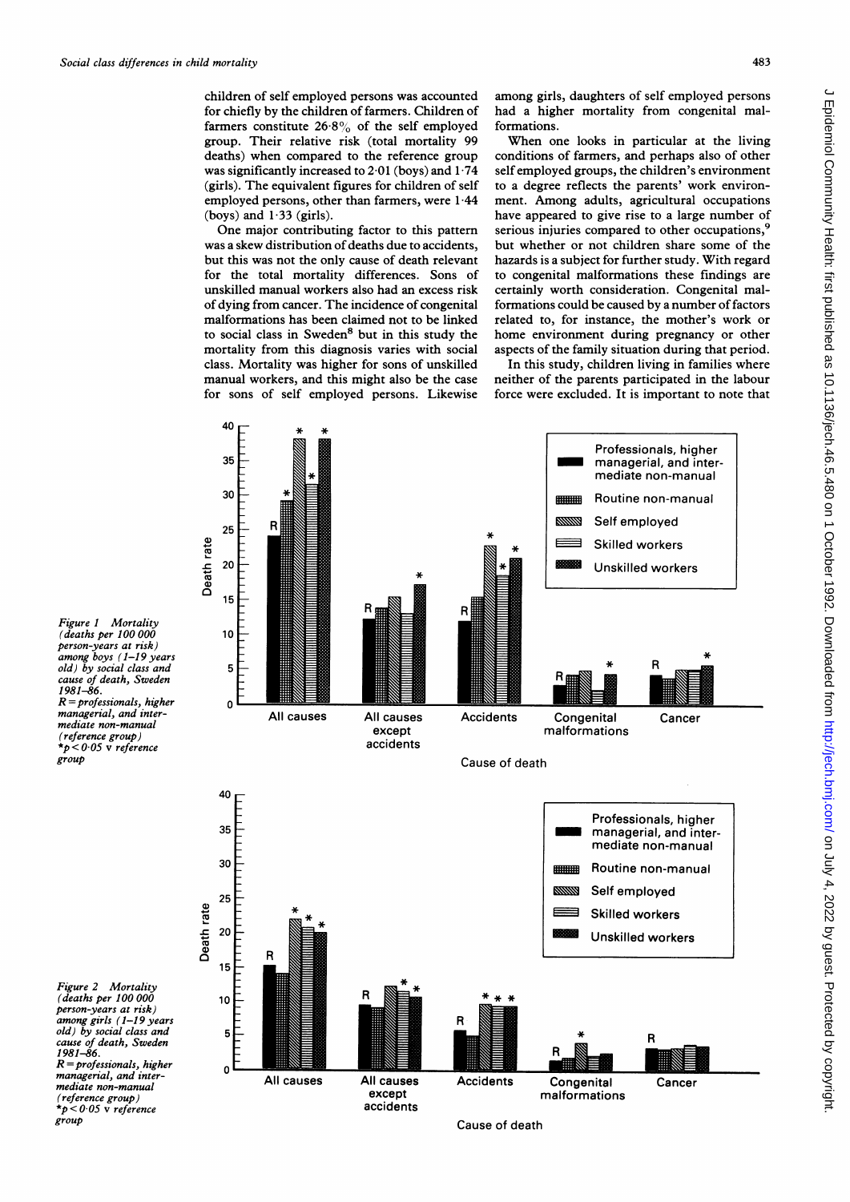children of self employed persons was accounted for chiefly by the children of farmers. Children of farmers constitute 26·8% of the self employed group. Their relative risk (total mortality 99 deaths) when compared to the reference group was significantly increased to 2·01 (boys) and 1·74 (girls). The equivalent figures for children of self employed persons, other than farmers, were 1·44 (boys) and 1·33 (girls).

One major contributing factor to this pattern was a skew distribution of deaths due to accidents, but this was not the only cause of death relevant for the total mortality differences. Sons of unskilled manual workers also had an excess risk of dying from cancer. The incidence of congenital malformations has been claimed not to be linked to social class in Sweden[8] but in this study the mortality from this diagnosis varies with social class. Mortality was higher for sons of unskilled manual workers, and this might also be the case for sons of self employed persons. Likewise among girls, daughters of self employed persons had a higher mortality from congenital malformations.

When one looks in particular at the living conditions of farmers, and perhaps also of other self employed groups, the children's environment to a degree reflects the parents' work environment. Among adults, agricultural occupations have appeared to give rise to a large number of serious injuries compared to other occupations,[9] but whether or not children share some of the hazards is a subject for further study. With regard to congenital malformations these findings are certainly worth consideration. Congenital malformations could be caused by a number of factors related to, for instance, the mother's work or home environment during pregnancy or other aspects of the family situation during that period.

In this study, children living in families where neither of the parents participated in the labour force were excluded. It is important to note that

Figure 1 Mortality (deaths per 100 000 person-years at risk) among boys (1–19 years old) by social class and cause of death, Sweden 1981–86. R = professionals, higher managerial, and intermediate non-manual (reference group) *$p < 0.05$ v reference group

Figure 2 Mortality (deaths per 100 000 person-years at risk) among girls (1–19 years old) by social class and cause of death, Sweden 1981–86. R = professionals, higher managerial, and intermediate non-manual (reference group) *$p < 0.05$ v reference group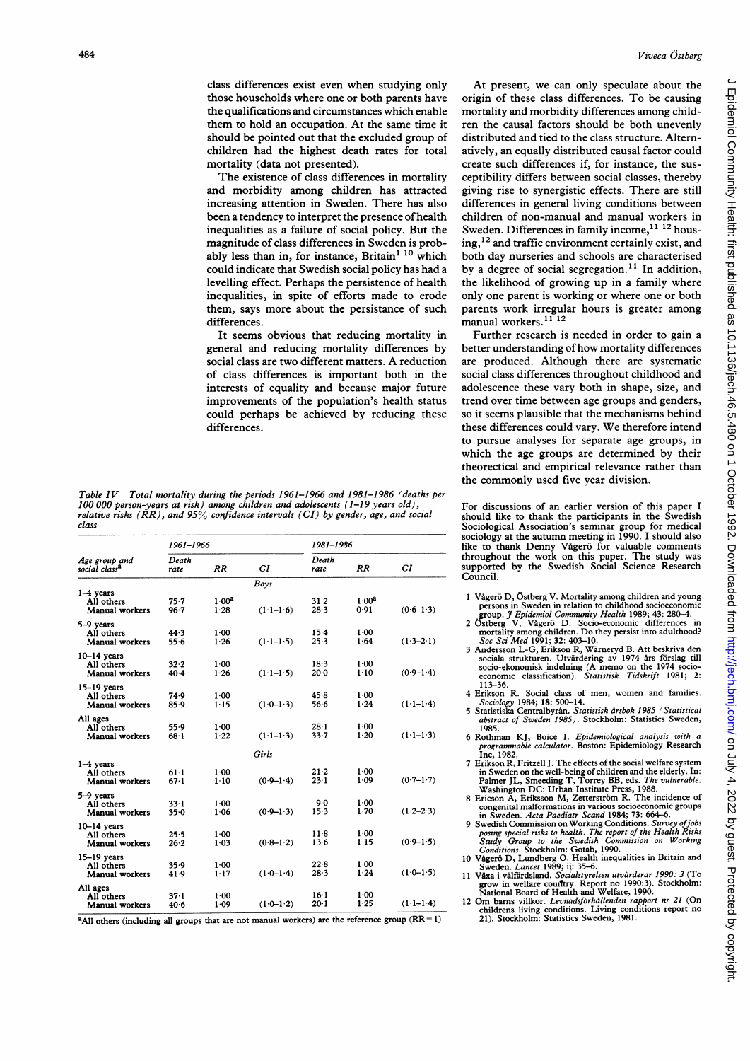class differences exist even when studying only those households where one or both parents have the qualifications and circumstances which enable them to hold an occupation. At the same time it should be pointed out that the excluded group of children had the highest death rates for total mortality (data not presented).

The existence of class differences in mortality and morbidity among children has attracted increasing attention in Sweden. There has also been a tendency to interpret the presence of health inequalities as a failure of social policy. But the magnitude of class differences in Sweden is probably less than in, for instance, Britain[1 10] which could indicate that Swedish social policy has had a levelling effect. Perhaps the persistence of health inequalities, in spite of efforts made to erode them, says more about the persistance of such differences.

It seems obvious that reducing mortality in general and reducing mortality differences by social class are two different matters. A reduction of class differences is important both in the interests of equality and because major future improvements of the population's health status could perhaps be achieved by reducing these differences.

*Table IV Total mortality during the periods 1961–1966 and 1981–1986 (deaths per 100 000 person-years at risk) among children and adolescents (1–19 years old), relative risks (RR), and 95% confidence intervals (CI) by gender, age, and social class*

| Age group and social class[a] | 1961–1966 | | | 1981–1986 | | |
|---|---|---|---|---|---|---|
| | Death rate | RR | CI | Death rate | RR | CI |
| **Boys** | | | | | | |
| 1–4 years | | | | | | |
| All others | 75·7 | 1·00[a] | | 31·2 | 1·00[a] | |
| Manual workers | 96·7 | 1·28 | (1·1–1·6) | 28·3 | 0·91 | (0·6–1·3) |
| 5–9 years | | | | | | |
| All others | 44·3 | 1·00 | | 15·4 | 1·00 | |
| Manual workers | 55·6 | 1·26 | (1·1–1·5) | 25·3 | 1·64 | (1·3–2·1) |
| 10–14 years | | | | | | |
| All others | 32·2 | 1·00 | | 18·3 | 1·00 | |
| Manual workers | 40·4 | 1·26 | (1·1–1·5) | 20·0 | 1·10 | (0·9–1·4) |
| 15–19 years | | | | | | |
| All others | 74·9 | 1·00 | | 45·8 | 1·00 | |
| Manual workers | 85·9 | 1·15 | (1·0–1·3) | 56·6 | 1·24 | (1·1–1·4) |
| All ages | | | | | | |
| All others | 55·9 | 1·00 | | 28·1 | 1·00 | |
| Manual workers | 68·1 | 1·22 | (1·1–1·3) | 33·7 | 1·20 | (1·1–1·3) |
| **Girls** | | | | | | |
| 1–4 years | | | | | | |
| All others | 61·1 | 1·00 | | 21·2 | 1·00 | |
| Manual workers | 67·1 | 1·10 | (0·9–1·4) | 23·1 | 1·09 | (0·7–1·7) |
| 5–9 years | | | | | | |
| All others | 33·1 | 1·00 | | 9·0 | 1·00 | |
| Manual workers | 35·0 | 1·06 | (0·9–1·3) | 15·3 | 1·70 | (1·2–2·3) |
| 10–14 years | | | | | | |
| All others | 25·5 | 1·00 | | 11·8 | 1·00 | |
| Manual workers | 26·2 | 1·03 | (0·8–1·2) | 13·6 | 1·15 | (0·9–1·5) |
| 15–19 years | | | | | | |
| All others | 35·9 | 1·00 | | 22·8 | 1·00 | |
| Manual workers | 41·9 | 1·17 | (1·0–1·4) | 28·3 | 1·24 | (1·0–1·5) |
| All ages | | | | | | |
| All others | 37·1 | 1·00 | | 16·1 | 1·00 | |
| Manual workers | 40·6 | 1·09 | (1·0–1·2) | 20·1 | 1·25 | (1·1–1·4) |

[a]All others (including all groups that are not manual workers) are the reference group (RR = 1)

At present, we can only speculate about the origin of these class differences. To be causing mortality and morbidity differences among children the causal factors should be both unevenly distributed and tied to the class structure. Alternatively, an equally distributed causal factor could create such differences if, for instance, the susceptibility differs between social classes, thereby giving rise to synergistic effects. There are still differences in general living conditions between children of non-manual and manual workers in Sweden. Differences in family income,[11 12] housing,[12] and traffic environment certainly exist, and both day nurseries and schools are characterised by a degree of social segregation.[11] In addition, the likelihood of growing up in a family where only one parent is working or where one or both parents work irregular hours is greater among manual workers.[11 12]

Further research is needed in order to gain a better understanding of how mortality differences are produced. Although there are systematic social class differences throughout childhood and adolescence these vary both in shape, size, and trend over time between age groups and genders, so it seems plausible that the mechanisms behind these differences could vary. We therefore intend to pursue analyses for separate age groups, in which the age groups are determined by their theorectical and empirical relevance rather than the commonly used five year division.

For discussions of an earlier version of this paper I should like to thank the participants in the Swedish Sociological Association's seminar group for medical sociology at the autumn meeting in 1990. I should also like to thank Denny Vågerö for valuable comments throughout the work on this paper. The study was supported by the Swedish Social Science Research Council.

1 Vågerö D, Östberg V. Mortality among children and young persons in Sweden in relation to childhood socioeconomic group. *J Epidemiol Community Health* 1989; **43**: 280–4.
2 Östberg V, Vågerö D. Socio-economic differences in mortality among children. Do they persist into adulthood? *Soc Sci Med* 1991; **32**: 403–10.
3 Andersson L-G, Erikson R, Wärneryd B. Att beskriva den sociala strukturen. Utvärdering av 1974 års förslag till socio-ekonomisk indelning (A memo on the 1974 socio-economic classification). *Statistisk Tidskrift* 1981; **2**: 113–36.
4 Erikson R. Social class of men, women and families. *Sociology* 1984; **18**: 500–14.
5 Statistiska Centralbyrån. *Statistisk årsbok 1985 (Statistical abstract of Sweden 1985)*. Stockholm: Statistics Sweden, 1985.
6 Rothman KJ, Boice I. *Epidemiological analysis with a programmable calculator*. Boston: Epidemiology Research Inc, 1982.
7 Erikson R, Fritzell J. The effects of the social welfare system in Sweden on the well-being of children and the elderly. In: Palmer JL, Smeeding T, Torrey BB, eds. *The vulnerable*. Washington DC: Urban Institute Press, 1988.
8 Ericson A, Eriksson M, Zetterström R. The incidence of congenital malformations in various socioeconomic groups in Sweden. *Acta Paediatr Scand* 1984; **73**: 664–6.
9 Swedish Commission on Working Conditions. *Survey of jobs posing special risks to health. The report of the Health Risks Study Group to the Swedish Commission on Working Conditions*. Stockholm: Gotab, 1990.
10 Vågerö D, Lundberg O. Health inequalities in Britain and Sweden. *Lancet* 1989; **ii**: 35–6.
11 Växa i välfärdsland. *Socialstyrelsen utvärderar 1990: 3* (To grow in welfare country. Report no 1990:3). Stockholm: National Board of Health and Welfare, 1990.
12 Om barns villkor. *Levnadsförhållenden rapport nr 21* (On childrens living conditions. Living conditions report no 21). Stockholm: Statistics Sweden, 1981.